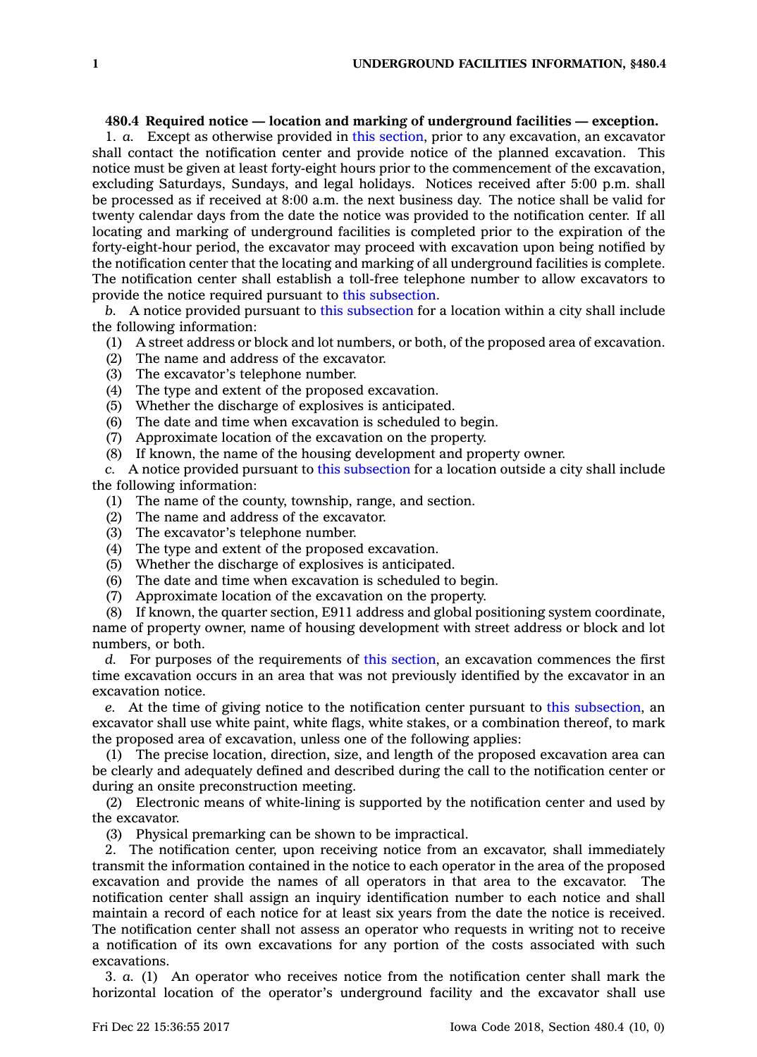**480.4 Required notice — location and marking of underground facilities — exception.**

1. *a.* Except as otherwise provided in this section, prior to any excavation, an excavator shall contact the notification center and provide notice of the planned excavation. This notice must be given at least forty-eight hours prior to the commencement of the excavation, excluding Saturdays, Sundays, and legal holidays. Notices received after 5:00 p.m. shall be processed as if received at 8:00 a.m. the next business day. The notice shall be valid for twenty calendar days from the date the notice was provided to the notification center. If all locating and marking of underground facilities is completed prior to the expiration of the forty-eight-hour period, the excavator may proceed with excavation upon being notified by the notification center that the locating and marking of all underground facilities is complete. The notification center shall establish a toll-free telephone number to allow excavators to provide the notice required pursuant to this subsection.

*b.* A notice provided pursuant to this subsection for a location within a city shall include the following information:

(1) A street address or block and lot numbers, or both, of the proposed area of excavation.
(2) The name and address of the excavator.
(3) The excavator's telephone number.
(4) The type and extent of the proposed excavation.
(5) Whether the discharge of explosives is anticipated.
(6) The date and time when excavation is scheduled to begin.
(7) Approximate location of the excavation on the property.
(8) If known, the name of the housing development and property owner.

*c.* A notice provided pursuant to this subsection for a location outside a city shall include the following information:

(1) The name of the county, township, range, and section.
(2) The name and address of the excavator.
(3) The excavator's telephone number.
(4) The type and extent of the proposed excavation.
(5) Whether the discharge of explosives is anticipated.
(6) The date and time when excavation is scheduled to begin.
(7) Approximate location of the excavation on the property.
(8) If known, the quarter section, E911 address and global positioning system coordinate, name of property owner, name of housing development with street address or block and lot numbers, or both.

*d.* For purposes of the requirements of this section, an excavation commences the first time excavation occurs in an area that was not previously identified by the excavator in an excavation notice.

*e.* At the time of giving notice to the notification center pursuant to this subsection, an excavator shall use white paint, white flags, white stakes, or a combination thereof, to mark the proposed area of excavation, unless one of the following applies:

(1) The precise location, direction, size, and length of the proposed excavation area can be clearly and adequately defined and described during the call to the notification center or during an onsite preconstruction meeting.
(2) Electronic means of white-lining is supported by the notification center and used by the excavator.
(3) Physical premarking can be shown to be impractical.

2. The notification center, upon receiving notice from an excavator, shall immediately transmit the information contained in the notice to each operator in the area of the proposed excavation and provide the names of all operators in that area to the excavator. The notification center shall assign an inquiry identification number to each notice and shall maintain a record of each notice for at least six years from the date the notice is received. The notification center shall not assess an operator who requests in writing not to receive a notification of its own excavations for any portion of the costs associated with such excavations.

3. *a.* (1) An operator who receives notice from the notification center shall mark the horizontal location of the operator's underground facility and the excavator shall use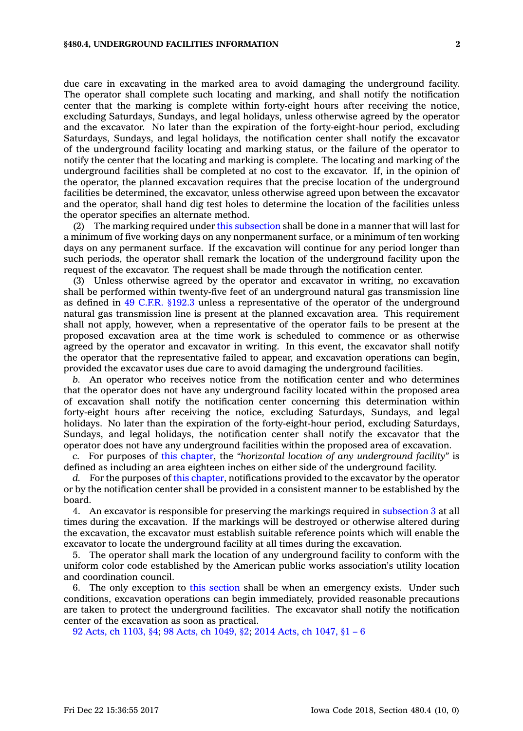due care in excavating in the marked area to avoid damaging the underground facility. The operator shall complete such locating and marking, and shall notify the notification center that the marking is complete within forty-eight hours after receiving the notice, excluding Saturdays, Sundays, and legal holidays, unless otherwise agreed by the operator and the excavator. No later than the expiration of the forty-eight-hour period, excluding Saturdays, Sundays, and legal holidays, the notification center shall notify the excavator of the underground facility locating and marking status, or the failure of the operator to notify the center that the locating and marking is complete. The locating and marking of the underground facilities shall be completed at no cost to the excavator. If, in the opinion of the operator, the planned excavation requires that the precise location of the underground facilities be determined, the excavator, unless otherwise agreed upon between the excavator and the operator, shall hand dig test holes to determine the location of the facilities unless the operator specifies an alternate method.

(2) The marking required under this subsection shall be done in a manner that will last for a minimum of five working days on any nonpermanent surface, or a minimum of ten working days on any permanent surface. If the excavation will continue for any period longer than such periods, the operator shall remark the location of the underground facility upon the request of the excavator. The request shall be made through the notification center.

(3) Unless otherwise agreed by the operator and excavator in writing, no excavation shall be performed within twenty-five feet of an underground natural gas transmission line as defined in 49 C.F.R. §192.3 unless a representative of the operator of the underground natural gas transmission line is present at the planned excavation area. This requirement shall not apply, however, when a representative of the operator fails to be present at the proposed excavation area at the time work is scheduled to commence or as otherwise agreed by the operator and excavator in writing. In this event, the excavator shall notify the operator that the representative failed to appear, and excavation operations can begin, provided the excavator uses due care to avoid damaging the underground facilities.

*b.* An operator who receives notice from the notification center and who determines that the operator does not have any underground facility located within the proposed area of excavation shall notify the notification center concerning this determination within forty-eight hours after receiving the notice, excluding Saturdays, Sundays, and legal holidays. No later than the expiration of the forty-eight-hour period, excluding Saturdays, Sundays, and legal holidays, the notification center shall notify the excavator that the operator does not have any underground facilities within the proposed area of excavation.

*c.* For purposes of this chapter, the *"horizontal location of any underground facility"* is defined as including an area eighteen inches on either side of the underground facility.

*d.* For the purposes of this chapter, notifications provided to the excavator by the operator or by the notification center shall be provided in a consistent manner to be established by the board.

4. An excavator is responsible for preserving the markings required in subsection 3 at all times during the excavation. If the markings will be destroyed or otherwise altered during the excavation, the excavator must establish suitable reference points which will enable the excavator to locate the underground facility at all times during the excavation.

5. The operator shall mark the location of any underground facility to conform with the uniform color code established by the American public works association's utility location and coordination council.

6. The only exception to this section shall be when an emergency exists. Under such conditions, excavation operations can begin immediately, provided reasonable precautions are taken to protect the underground facilities. The excavator shall notify the notification center of the excavation as soon as practical.

92 Acts, ch 1103, §4; 98 Acts, ch 1049, §2; 2014 Acts, ch 1047, §1 – 6